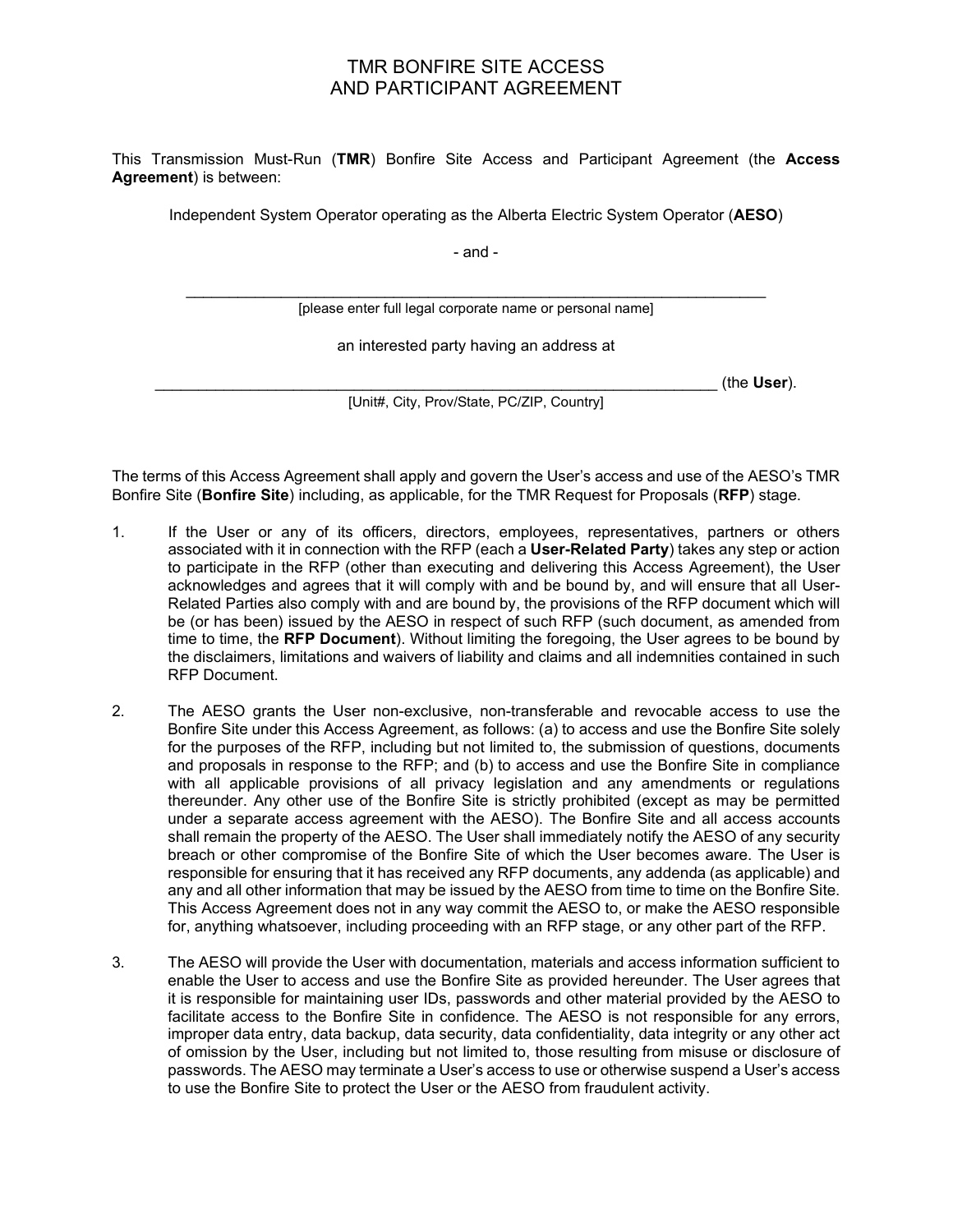# TMR BONFIRE SITE ACCESS AND PARTICIPANT AGREEMENT

This Transmission Must-Run (**TMR**) Bonfire Site Access and Participant Agreement (the **Access Agreement**) is between:

Independent System Operator operating as the Alberta Electric System Operator (**AESO**)

- and -

______________________________________________________________________
[please enter full legal corporate name or personal name]

an interested party having an address at

______________________________________________________________________ (the **User**).
[Unit#, City, Prov/State, PC/ZIP, Country]

The terms of this Access Agreement shall apply and govern the User's access and use of the AESO's TMR Bonfire Site (**Bonfire Site**) including, as applicable, for the TMR Request for Proposals (**RFP**) stage.

1. If the User or any of its officers, directors, employees, representatives, partners or others associated with it in connection with the RFP (each a **User-Related Party**) takes any step or action to participate in the RFP (other than executing and delivering this Access Agreement), the User acknowledges and agrees that it will comply with and be bound by, and will ensure that all User-Related Parties also comply with and are bound by, the provisions of the RFP document which will be (or has been) issued by the AESO in respect of such RFP (such document, as amended from time to time, the **RFP Document**). Without limiting the foregoing, the User agrees to be bound by the disclaimers, limitations and waivers of liability and claims and all indemnities contained in such RFP Document.

2. The AESO grants the User non-exclusive, non-transferable and revocable access to use the Bonfire Site under this Access Agreement, as follows: (a) to access and use the Bonfire Site solely for the purposes of the RFP, including but not limited to, the submission of questions, documents and proposals in response to the RFP; and (b) to access and use the Bonfire Site in compliance with all applicable provisions of all privacy legislation and any amendments or regulations thereunder. Any other use of the Bonfire Site is strictly prohibited (except as may be permitted under a separate access agreement with the AESO). The Bonfire Site and all access accounts shall remain the property of the AESO. The User shall immediately notify the AESO of any security breach or other compromise of the Bonfire Site of which the User becomes aware. The User is responsible for ensuring that it has received any RFP documents, any addenda (as applicable) and any and all other information that may be issued by the AESO from time to time on the Bonfire Site. This Access Agreement does not in any way commit the AESO to, or make the AESO responsible for, anything whatsoever, including proceeding with an RFP stage, or any other part of the RFP.

3. The AESO will provide the User with documentation, materials and access information sufficient to enable the User to access and use the Bonfire Site as provided hereunder. The User agrees that it is responsible for maintaining user IDs, passwords and other material provided by the AESO to facilitate access to the Bonfire Site in confidence. The AESO is not responsible for any errors, improper data entry, data backup, data security, data confidentiality, data integrity or any other act of omission by the User, including but not limited to, those resulting from misuse or disclosure of passwords. The AESO may terminate a User's access to use or otherwise suspend a User's access to use the Bonfire Site to protect the User or the AESO from fraudulent activity.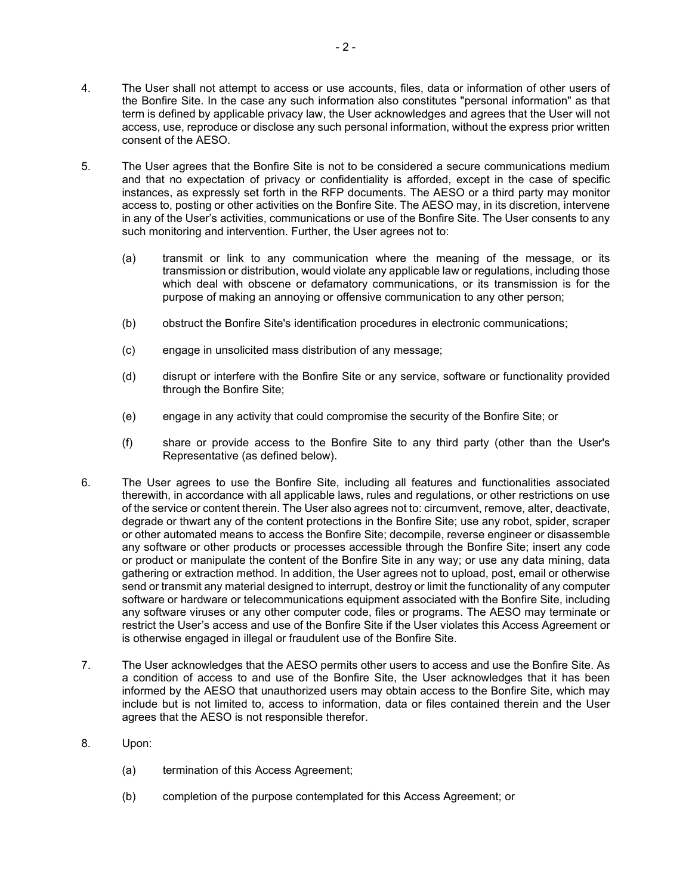4. The User shall not attempt to access or use accounts, files, data or information of other users of the Bonfire Site. In the case any such information also constitutes "personal information" as that term is defined by applicable privacy law, the User acknowledges and agrees that the User will not access, use, reproduce or disclose any such personal information, without the express prior written consent of the AESO.

5. The User agrees that the Bonfire Site is not to be considered a secure communications medium and that no expectation of privacy or confidentiality is afforded, except in the case of specific instances, as expressly set forth in the RFP documents. The AESO or a third party may monitor access to, posting or other activities on the Bonfire Site. The AESO may, in its discretion, intervene in any of the User's activities, communications or use of the Bonfire Site. The User consents to any such monitoring and intervention. Further, the User agrees not to:

   (a) transmit or link to any communication where the meaning of the message, or its transmission or distribution, would violate any applicable law or regulations, including those which deal with obscene or defamatory communications, or its transmission is for the purpose of making an annoying or offensive communication to any other person;

   (b) obstruct the Bonfire Site's identification procedures in electronic communications;

   (c) engage in unsolicited mass distribution of any message;

   (d) disrupt or interfere with the Bonfire Site or any service, software or functionality provided through the Bonfire Site;

   (e) engage in any activity that could compromise the security of the Bonfire Site; or

   (f) share or provide access to the Bonfire Site to any third party (other than the User's Representative (as defined below).

6. The User agrees to use the Bonfire Site, including all features and functionalities associated therewith, in accordance with all applicable laws, rules and regulations, or other restrictions on use of the service or content therein. The User also agrees not to: circumvent, remove, alter, deactivate, degrade or thwart any of the content protections in the Bonfire Site; use any robot, spider, scraper or other automated means to access the Bonfire Site; decompile, reverse engineer or disassemble any software or other products or processes accessible through the Bonfire Site; insert any code or product or manipulate the content of the Bonfire Site in any way; or use any data mining, data gathering or extraction method. In addition, the User agrees not to upload, post, email or otherwise send or transmit any material designed to interrupt, destroy or limit the functionality of any computer software or hardware or telecommunications equipment associated with the Bonfire Site, including any software viruses or any other computer code, files or programs. The AESO may terminate or restrict the User's access and use of the Bonfire Site if the User violates this Access Agreement or is otherwise engaged in illegal or fraudulent use of the Bonfire Site.

7. The User acknowledges that the AESO permits other users to access and use the Bonfire Site. As a condition of access to and use of the Bonfire Site, the User acknowledges that it has been informed by the AESO that unauthorized users may obtain access to the Bonfire Site, which may include but is not limited to, access to information, data or files contained therein and the User agrees that the AESO is not responsible therefor.

8. Upon:

   (a) termination of this Access Agreement;

   (b) completion of the purpose contemplated for this Access Agreement; or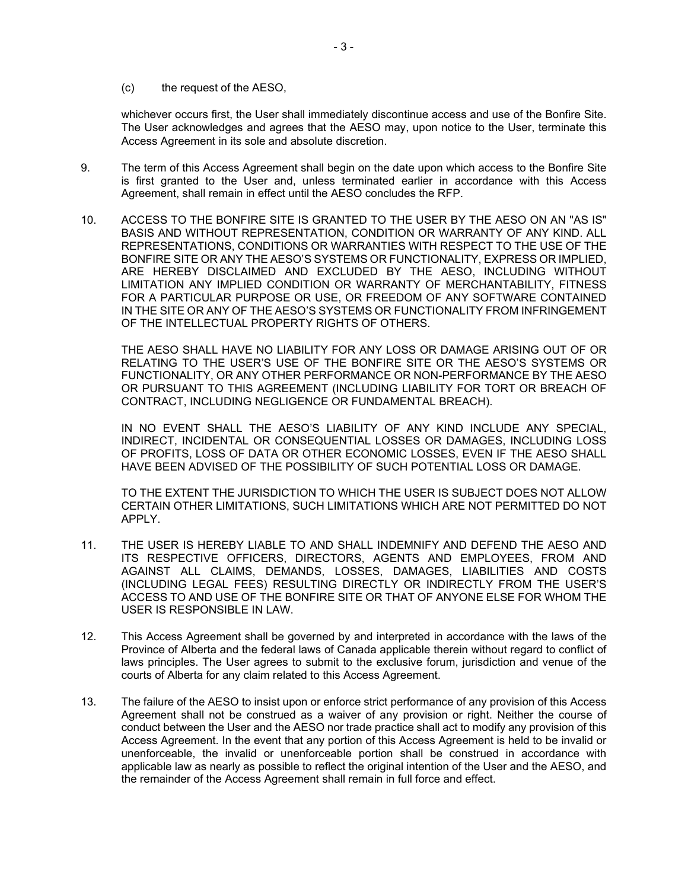(c) the request of the AESO,

whichever occurs first, the User shall immediately discontinue access and use of the Bonfire Site. The User acknowledges and agrees that the AESO may, upon notice to the User, terminate this Access Agreement in its sole and absolute discretion.

9. The term of this Access Agreement shall begin on the date upon which access to the Bonfire Site is first granted to the User and, unless terminated earlier in accordance with this Access Agreement, shall remain in effect until the AESO concludes the RFP.

10. ACCESS TO THE BONFIRE SITE IS GRANTED TO THE USER BY THE AESO ON AN "AS IS" BASIS AND WITHOUT REPRESENTATION, CONDITION OR WARRANTY OF ANY KIND. ALL REPRESENTATIONS, CONDITIONS OR WARRANTIES WITH RESPECT TO THE USE OF THE BONFIRE SITE OR ANY THE AESO'S SYSTEMS OR FUNCTIONALITY, EXPRESS OR IMPLIED, ARE HEREBY DISCLAIMED AND EXCLUDED BY THE AESO, INCLUDING WITHOUT LIMITATION ANY IMPLIED CONDITION OR WARRANTY OF MERCHANTABILITY, FITNESS FOR A PARTICULAR PURPOSE OR USE, OR FREEDOM OF ANY SOFTWARE CONTAINED IN THE SITE OR ANY OF THE AESO'S SYSTEMS OR FUNCTIONALITY FROM INFRINGEMENT OF THE INTELLECTUAL PROPERTY RIGHTS OF OTHERS.

    THE AESO SHALL HAVE NO LIABILITY FOR ANY LOSS OR DAMAGE ARISING OUT OF OR RELATING TO THE USER'S USE OF THE BONFIRE SITE OR THE AESO'S SYSTEMS OR FUNCTIONALITY, OR ANY OTHER PERFORMANCE OR NON-PERFORMANCE BY THE AESO OR PURSUANT TO THIS AGREEMENT (INCLUDING LIABILITY FOR TORT OR BREACH OF CONTRACT, INCLUDING NEGLIGENCE OR FUNDAMENTAL BREACH).

    IN NO EVENT SHALL THE AESO'S LIABILITY OF ANY KIND INCLUDE ANY SPECIAL, INDIRECT, INCIDENTAL OR CONSEQUENTIAL LOSSES OR DAMAGES, INCLUDING LOSS OF PROFITS, LOSS OF DATA OR OTHER ECONOMIC LOSSES, EVEN IF THE AESO SHALL HAVE BEEN ADVISED OF THE POSSIBILITY OF SUCH POTENTIAL LOSS OR DAMAGE.

    TO THE EXTENT THE JURISDICTION TO WHICH THE USER IS SUBJECT DOES NOT ALLOW CERTAIN OTHER LIMITATIONS, SUCH LIMITATIONS WHICH ARE NOT PERMITTED DO NOT APPLY.

11. THE USER IS HEREBY LIABLE TO AND SHALL INDEMNIFY AND DEFEND THE AESO AND ITS RESPECTIVE OFFICERS, DIRECTORS, AGENTS AND EMPLOYEES, FROM AND AGAINST ALL CLAIMS, DEMANDS, LOSSES, DAMAGES, LIABILITIES AND COSTS (INCLUDING LEGAL FEES) RESULTING DIRECTLY OR INDIRECTLY FROM THE USER'S ACCESS TO AND USE OF THE BONFIRE SITE OR THAT OF ANYONE ELSE FOR WHOM THE USER IS RESPONSIBLE IN LAW.

12. This Access Agreement shall be governed by and interpreted in accordance with the laws of the Province of Alberta and the federal laws of Canada applicable therein without regard to conflict of laws principles. The User agrees to submit to the exclusive forum, jurisdiction and venue of the courts of Alberta for any claim related to this Access Agreement.

13. The failure of the AESO to insist upon or enforce strict performance of any provision of this Access Agreement shall not be construed as a waiver of any provision or right. Neither the course of conduct between the User and the AESO nor trade practice shall act to modify any provision of this Access Agreement. In the event that any portion of this Access Agreement is held to be invalid or unenforceable, the invalid or unenforceable portion shall be construed in accordance with applicable law as nearly as possible to reflect the original intention of the User and the AESO, and the remainder of the Access Agreement shall remain in full force and effect.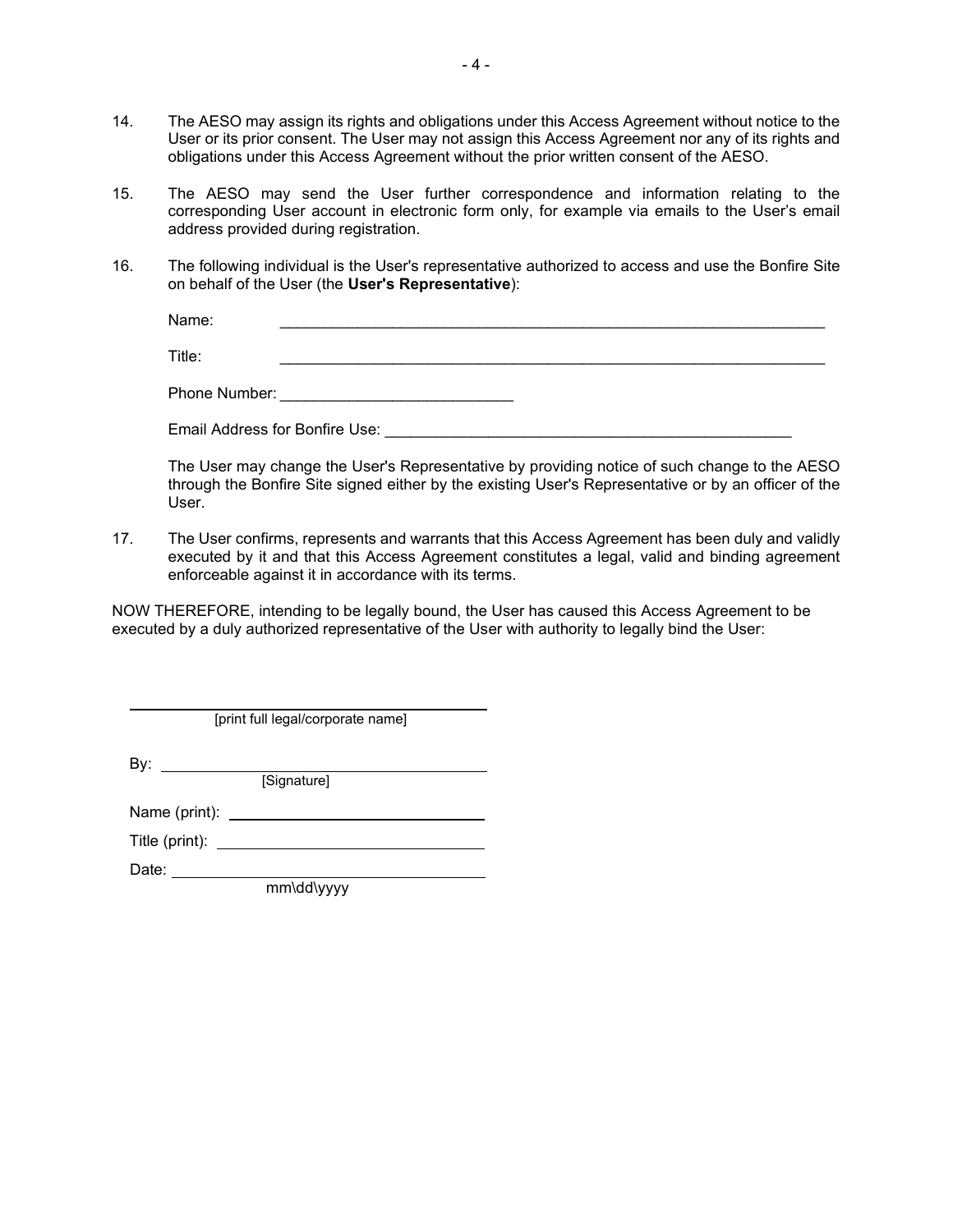14. The AESO may assign its rights and obligations under this Access Agreement without notice to the User or its prior consent. The User may not assign this Access Agreement nor any of its rights and obligations under this Access Agreement without the prior written consent of the AESO.

15. The AESO may send the User further correspondence and information relating to the corresponding User account in electronic form only, for example via emails to the User's email address provided during registration.

16. The following individual is the User's representative authorized to access and use the Bonfire Site on behalf of the User (the **User's Representative**):

    Name: ________________________________________________________________

    Title: ________________________________________________________________

    Phone Number: ___________________________

    Email Address for Bonfire Use: _______________________________________________

    The User may change the User's Representative by providing notice of such change to the AESO through the Bonfire Site signed either by the existing User's Representative or by an officer of the User.

17. The User confirms, represents and warrants that this Access Agreement has been duly and validly executed by it and that this Access Agreement constitutes a legal, valid and binding agreement enforceable against it in accordance with its terms.

NOW THEREFORE, intending to be legally bound, the User has caused this Access Agreement to be executed by a duly authorized representative of the User with authority to legally bind the User:

_________________________________________
[print full legal/corporate name]

By: _____________________________________
[Signature]

Name (print): ____________________________

Title (print): _____________________________

Date: ___________________________________
mm\dd\yyyy